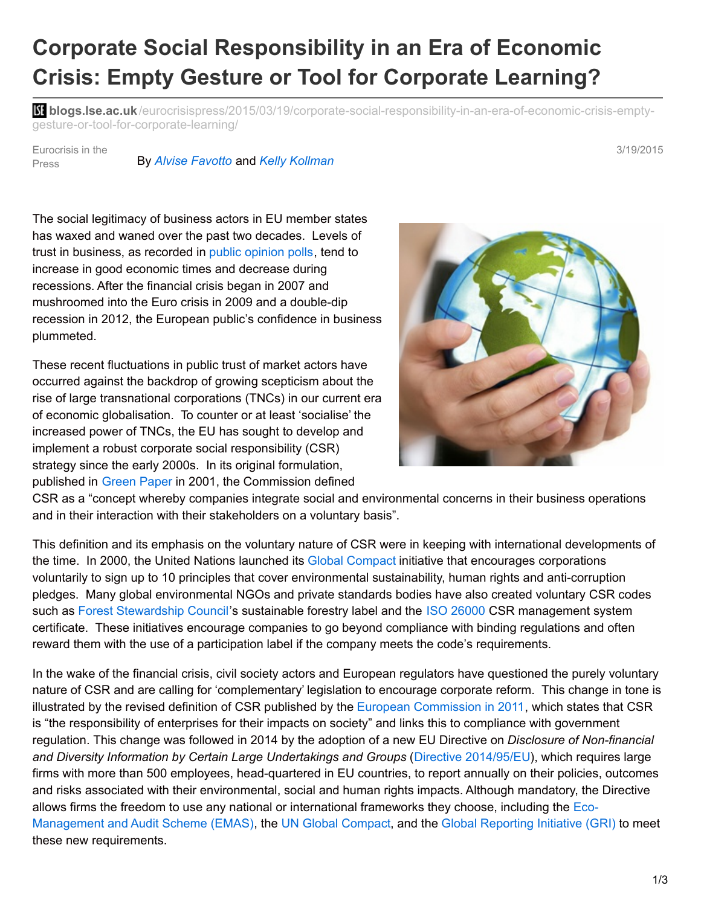# Corporate Social Responsibility in an Era of Economic Crisis: Empty Gesture or Tool for Corporate Learning?

**blogs.lse.ac.uk**/eurocrisispress/2015/03/19/corporate-social-responsibility-in-an-era-of-economic-crisis-empty-gesture-or-tool-for-corporate-learning/

Eurocrisis in the Press

By *Alvise Favotto* and *Kelly Kollman*

3/19/2015

The social legitimacy of business actors in EU member states has waxed and waned over the past two decades. Levels of trust in business, as recorded in public opinion polls, tend to increase in good economic times and decrease during recessions. After the financial crisis began in 2007 and mushroomed into the Euro crisis in 2009 and a double-dip recession in 2012, the European public's confidence in business plummeted.

These recent fluctuations in public trust of market actors have occurred against the backdrop of growing scepticism about the rise of large transnational corporations (TNCs) in our current era of economic globalisation. To counter or at least 'socialise' the increased power of TNCs, the EU has sought to develop and implement a robust corporate social responsibility (CSR) strategy since the early 2000s. In its original formulation, published in Green Paper in 2001, the Commission defined CSR as a "concept whereby companies integrate social and environmental concerns in their business operations and in their interaction with their stakeholders on a voluntary basis".

This definition and its emphasis on the voluntary nature of CSR were in keeping with international developments of the time. In 2000, the United Nations launched its Global Compact initiative that encourages corporations voluntarily to sign up to 10 principles that cover environmental sustainability, human rights and anti-corruption pledges. Many global environmental NGOs and private standards bodies have also created voluntary CSR codes such as Forest Stewardship Council's sustainable forestry label and the ISO 26000 CSR management system certificate. These initiatives encourage companies to go beyond compliance with binding regulations and often reward them with the use of a participation label if the company meets the code's requirements.

In the wake of the financial crisis, civil society actors and European regulators have questioned the purely voluntary nature of CSR and are calling for 'complementary' legislation to encourage corporate reform. This change in tone is illustrated by the revised definition of CSR published by the European Commission in 2011, which states that CSR is "the responsibility of enterprises for their impacts on society" and links this to compliance with government regulation. This change was followed in 2014 by the adoption of a new EU Directive on *Disclosure of Non-financial and Diversity Information by Certain Large Undertakings and Groups* (Directive 2014/95/EU), which requires large firms with more than 500 employees, head-quartered in EU countries, to report annually on their policies, outcomes and risks associated with their environmental, social and human rights impacts. Although mandatory, the Directive allows firms the freedom to use any national or international frameworks they choose, including the Eco-Management and Audit Scheme (EMAS), the UN Global Compact, and the Global Reporting Initiative (GRI) to meet these new requirements.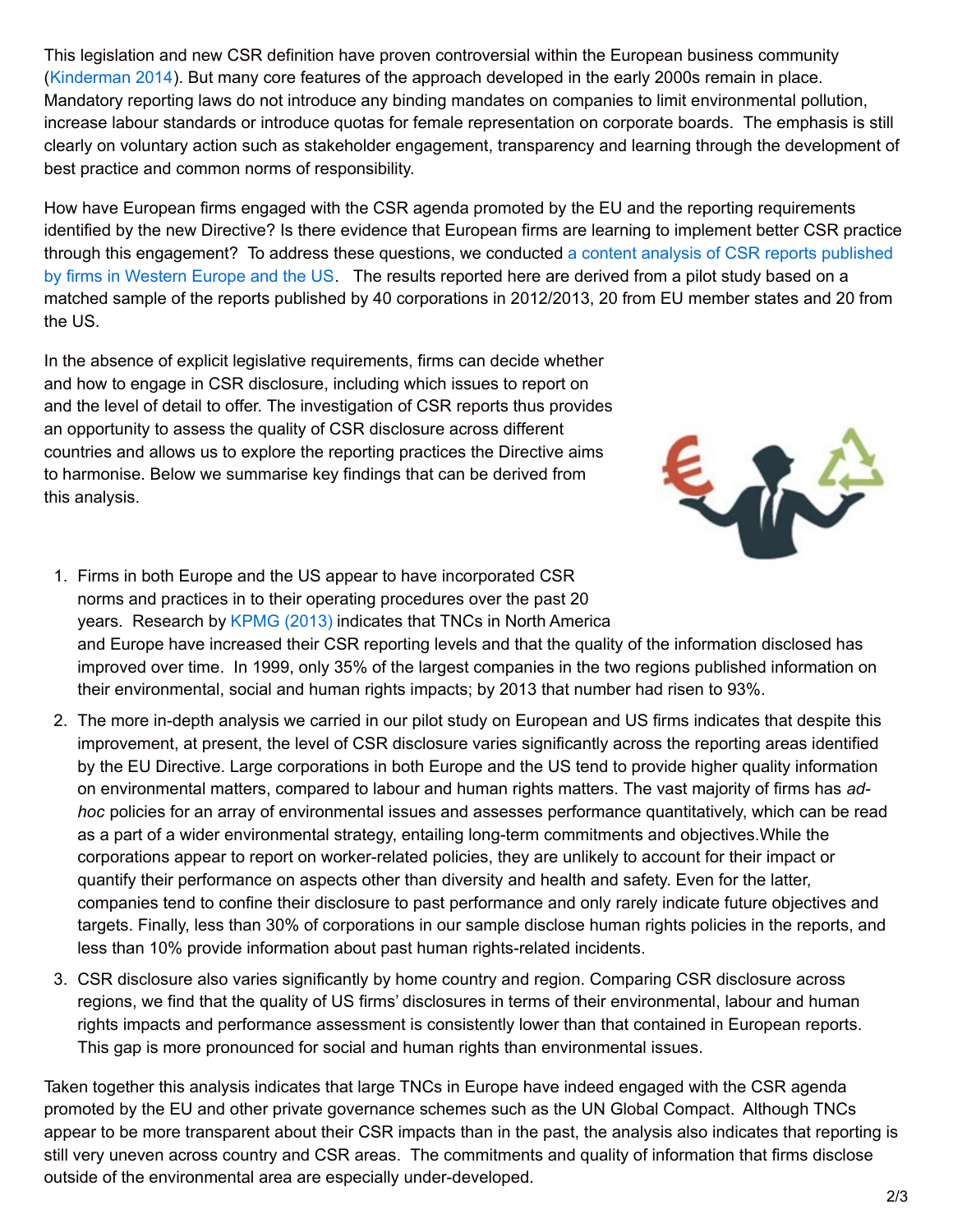This legislation and new CSR definition have proven controversial within the European business community (Kinderman 2014). But many core features of the approach developed in the early 2000s remain in place. Mandatory reporting laws do not introduce any binding mandates on companies to limit environmental pollution, increase labour standards or introduce quotas for female representation on corporate boards. The emphasis is still clearly on voluntary action such as stakeholder engagement, transparency and learning through the development of best practice and common norms of responsibility.

How have European firms engaged with the CSR agenda promoted by the EU and the reporting requirements identified by the new Directive? Is there evidence that European firms are learning to implement better CSR practice through this engagement? To address these questions, we conducted a content analysis of CSR reports published by firms in Western Europe and the US. The results reported here are derived from a pilot study based on a matched sample of the reports published by 40 corporations in 2012/2013, 20 from EU member states and 20 from the US.

In the absence of explicit legislative requirements, firms can decide whether and how to engage in CSR disclosure, including which issues to report on and the level of detail to offer. The investigation of CSR reports thus provides an opportunity to assess the quality of CSR disclosure across different countries and allows us to explore the reporting practices the Directive aims to harmonise. Below we summarise key findings that can be derived from this analysis.

1. Firms in both Europe and the US appear to have incorporated CSR norms and practices in to their operating procedures over the past 20 years. Research by KPMG (2013) indicates that TNCs in North America and Europe have increased their CSR reporting levels and that the quality of the information disclosed has improved over time. In 1999, only 35% of the largest companies in the two regions published information on their environmental, social and human rights impacts; by 2013 that number had risen to 93%.
2. The more in-depth analysis we carried in our pilot study on European and US firms indicates that despite this improvement, at present, the level of CSR disclosure varies significantly across the reporting areas identified by the EU Directive. Large corporations in both Europe and the US tend to provide higher quality information on environmental matters, compared to labour and human rights matters. The vast majority of firms has *ad-hoc* policies for an array of environmental issues and assesses performance quantitatively, which can be read as a part of a wider environmental strategy, entailing long-term commitments and objectives.While the corporations appear to report on worker-related policies, they are unlikely to account for their impact or quantify their performance on aspects other than diversity and health and safety. Even for the latter, companies tend to confine their disclosure to past performance and only rarely indicate future objectives and targets. Finally, less than 30% of corporations in our sample disclose human rights policies in the reports, and less than 10% provide information about past human rights-related incidents.
3. CSR disclosure also varies significantly by home country and region. Comparing CSR disclosure across regions, we find that the quality of US firms' disclosures in terms of their environmental, labour and human rights impacts and performance assessment is consistently lower than that contained in European reports. This gap is more pronounced for social and human rights than environmental issues.

Taken together this analysis indicates that large TNCs in Europe have indeed engaged with the CSR agenda promoted by the EU and other private governance schemes such as the UN Global Compact. Although TNCs appear to be more transparent about their CSR impacts than in the past, the analysis also indicates that reporting is still very uneven across country and CSR areas. The commitments and quality of information that firms disclose outside of the environmental area are especially under-developed.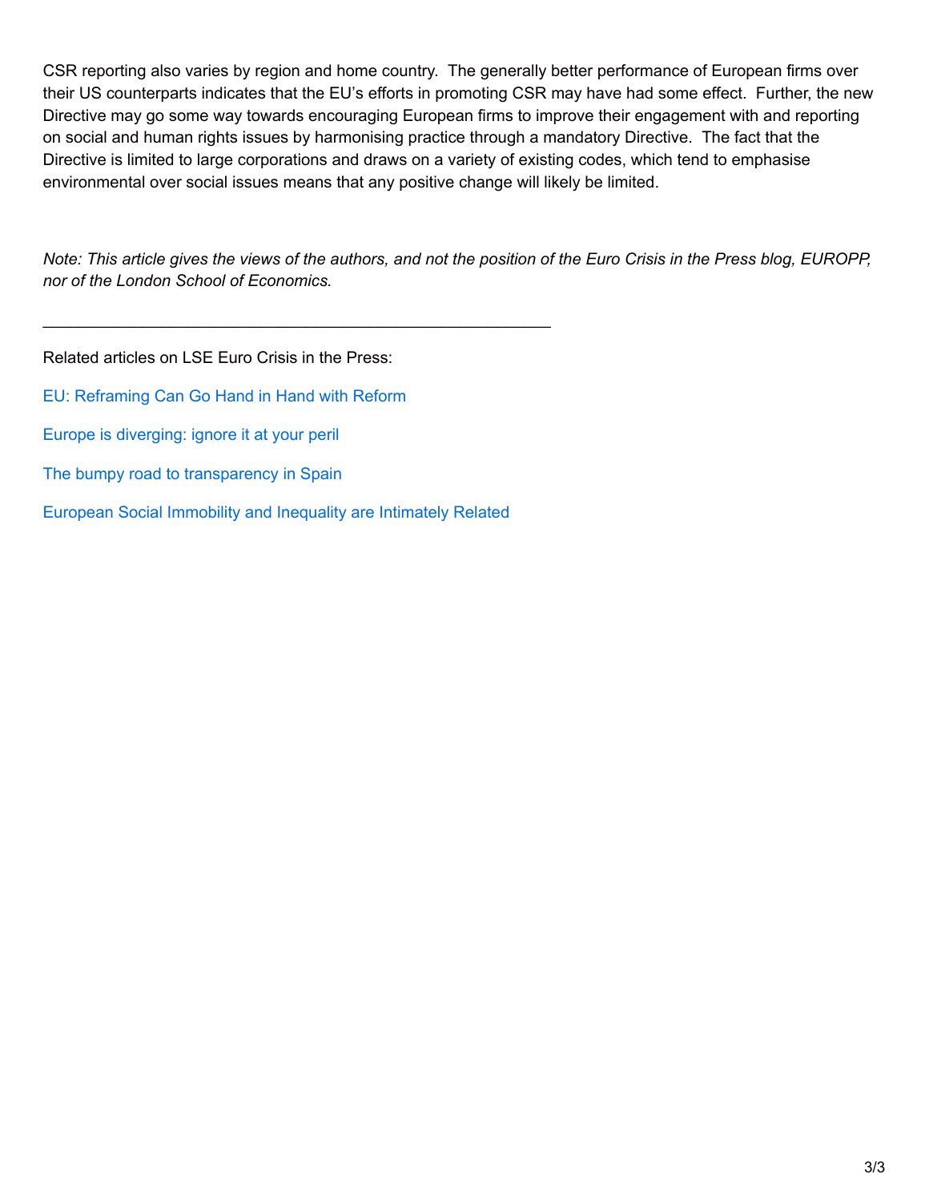CSR reporting also varies by region and home country. The generally better performance of European firms over their US counterparts indicates that the EU's efforts in promoting CSR may have had some effect. Further, the new Directive may go some way towards encouraging European firms to improve their engagement with and reporting on social and human rights issues by harmonising practice through a mandatory Directive. The fact that the Directive is limited to large corporations and draws on a variety of existing codes, which tend to emphasise environmental over social issues means that any positive change will likely be limited.

*Note: This article gives the views of the authors, and not the position of the Euro Crisis in the Press blog, EUROPP, nor of the London School of Economics.*

---

Related articles on LSE Euro Crisis in the Press:

EU: Reframing Can Go Hand in Hand with Reform

Europe is diverging: ignore it at your peril

The bumpy road to transparency in Spain

European Social Immobility and Inequality are Intimately Related